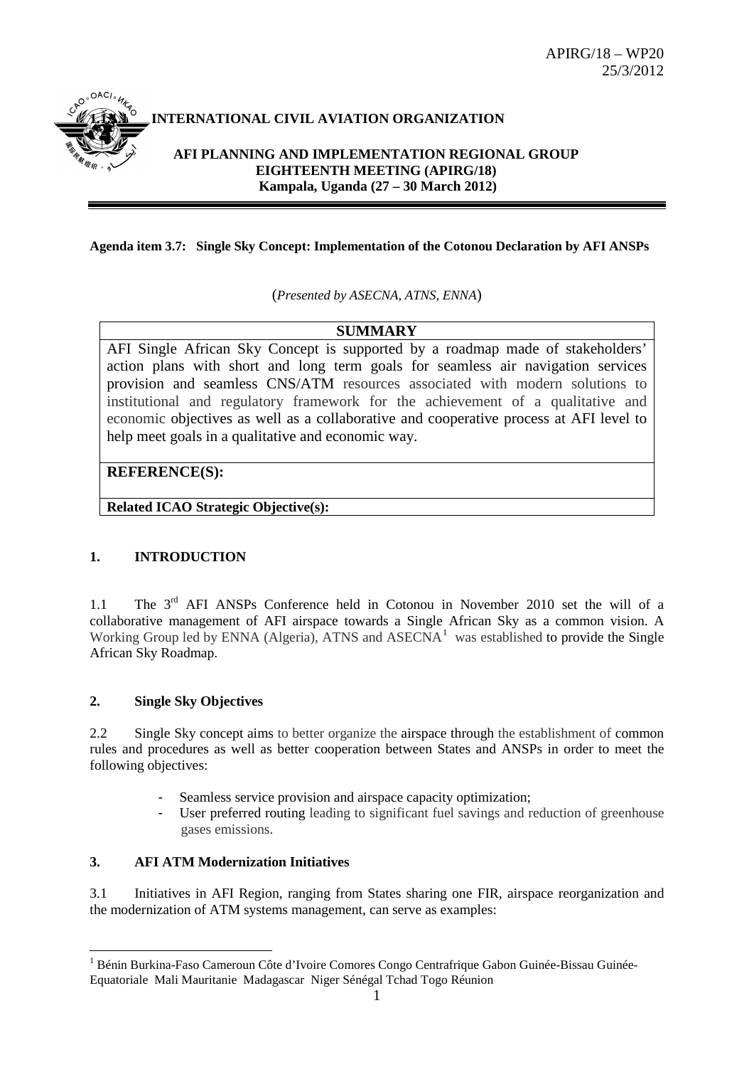APIRG/18 – WP20
25/3/2012

**INTERNATIONAL CIVIL AVIATION ORGANIZATION**

**AFI PLANNING AND IMPLEMENTATION REGIONAL GROUP**
**EIGHTEENTH MEETING (APIRG/18)**
**Kampala, Uganda (27 – 30 March 2012)**

**Agenda item 3.7: Single Sky Concept: Implementation of the Cotonou Declaration by AFI ANSPs**

(*Presented by ASECNA, ATNS, ENNA*)

| **SUMMARY** |
|---|
| AFI Single African Sky Concept is supported by a roadmap made of stakeholders' action plans with short and long term goals for seamless air navigation services provision and seamless CNS/ATM resources associated with modern solutions to institutional and regulatory framework for the achievement of a qualitative and economic objectives as well as a collaborative and cooperative process at AFI level to help meet goals in a qualitative and economic way. |
| **REFERENCE(S):** |
| **Related ICAO Strategic Objective(s):** |

## 1. INTRODUCTION

1.1 The 3rd AFI ANSPs Conference held in Cotonou in November 2010 set the will of a collaborative management of AFI airspace towards a Single African Sky as a common vision. A Working Group led by ENNA (Algeria), ATNS and ASECNA[1] was established to provide the Single African Sky Roadmap.

## 2. Single Sky Objectives

2.2 Single Sky concept aims to better organize the airspace through the establishment of common rules and procedures as well as better cooperation between States and ANSPs in order to meet the following objectives:

- Seamless service provision and airspace capacity optimization;
- User preferred routing leading to significant fuel savings and reduction of greenhouse gases emissions.

## 3. AFI ATM Modernization Initiatives

3.1 Initiatives in AFI Region, ranging from States sharing one FIR, airspace reorganization and the modernization of ATM systems management, can serve as examples:

---

[1] Bénin Burkina-Faso Cameroun Côte d'Ivoire Comores Congo Centrafrique Gabon Guinée-Bissau Guinée-Equatoriale Mali Mauritanie Madagascar Niger Sénégal Tchad Togo Réunion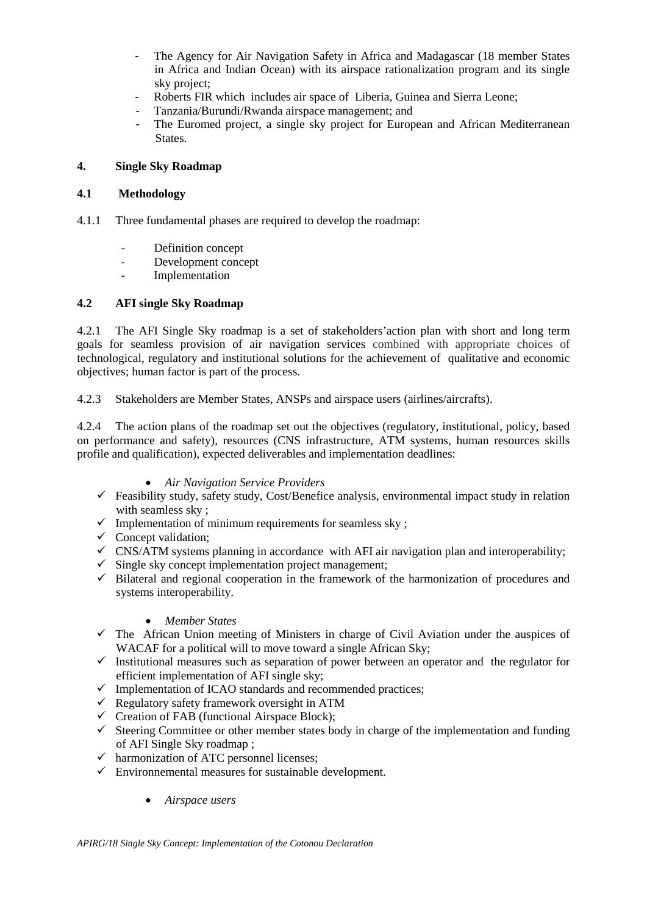- The Agency for Air Navigation Safety in Africa and Madagascar (18 member States in Africa and Indian Ocean) with its airspace rationalization program and its single sky project;
- Roberts FIR which includes air space of Liberia, Guinea and Sierra Leone;
- Tanzania/Burundi/Rwanda airspace management; and
- The Euromed project, a single sky project for European and African Mediterranean States.

## 4. Single Sky Roadmap

### 4.1 Methodology

4.1.1 Three fundamental phases are required to develop the roadmap:

- Definition concept
- Development concept
- Implementation

### 4.2 AFI single Sky Roadmap

4.2.1 The AFI Single Sky roadmap is a set of stakeholders'action plan with short and long term goals for seamless provision of air navigation services combined with appropriate choices of technological, regulatory and institutional solutions for the achievement of qualitative and economic objectives; human factor is part of the process.

4.2.3 Stakeholders are Member States, ANSPs and airspace users (airlines/aircrafts).

4.2.4 The action plans of the roadmap set out the objectives (regulatory, institutional, policy, based on performance and safety), resources (CNS infrastructure, ATM systems, human resources skills profile and qualification), expected deliverables and implementation deadlines:

- *Air Navigation Service Providers*

- ✓ Feasibility study, safety study, Cost/Benefice analysis, environmental impact study in relation with seamless sky ;
- ✓ Implementation of minimum requirements for seamless sky ;
- ✓ Concept validation;
- ✓ CNS/ATM systems planning in accordance with AFI air navigation plan and interoperability;
- ✓ Single sky concept implementation project management;
- ✓ Bilateral and regional cooperation in the framework of the harmonization of procedures and systems interoperability.

- *Member States*

- ✓ The African Union meeting of Ministers in charge of Civil Aviation under the auspices of WACAF for a political will to move toward a single African Sky;
- ✓ Institutional measures such as separation of power between an operator and the regulator for efficient implementation of AFI single sky;
- ✓ Implementation of ICAO standards and recommended practices;
- ✓ Regulatory safety framework oversight in ATM
- ✓ Creation of FAB (functional Airspace Block);
- ✓ Steering Committee or other member states body in charge of the implementation and funding of AFI Single Sky roadmap ;
- ✓ harmonization of ATC personnel licenses;
- ✓ Environnemental measures for sustainable development.

- *Airspace users*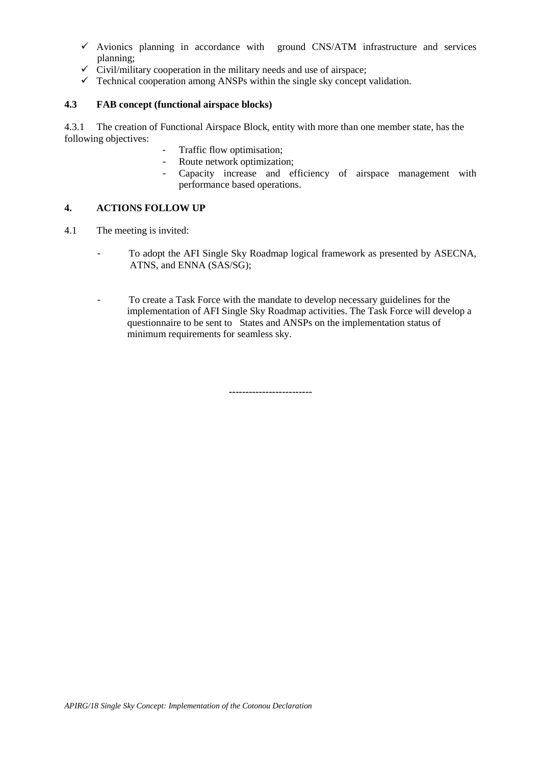- ✓ Avionics planning in accordance with ground CNS/ATM infrastructure and services planning;
- ✓ Civil/military cooperation in the military needs and use of airspace;
- ✓ Technical cooperation among ANSPs within the single sky concept validation.

### 4.3 FAB concept (functional airspace blocks)

4.3.1 The creation of Functional Airspace Block, entity with more than one member state, has the following objectives:

- Traffic flow optimisation;
- Route network optimization;
- Capacity increase and efficiency of airspace management with performance based operations.

## 4. ACTIONS FOLLOW UP

4.1 The meeting is invited:

- To adopt the AFI Single Sky Roadmap logical framework as presented by ASECNA, ATNS, and ENNA (SAS/SG);

- To create a Task Force with the mandate to develop necessary guidelines for the implementation of AFI Single Sky Roadmap activities. The Task Force will develop a questionnaire to be sent to States and ANSPs on the implementation status of minimum requirements for seamless sky.

-------------------------